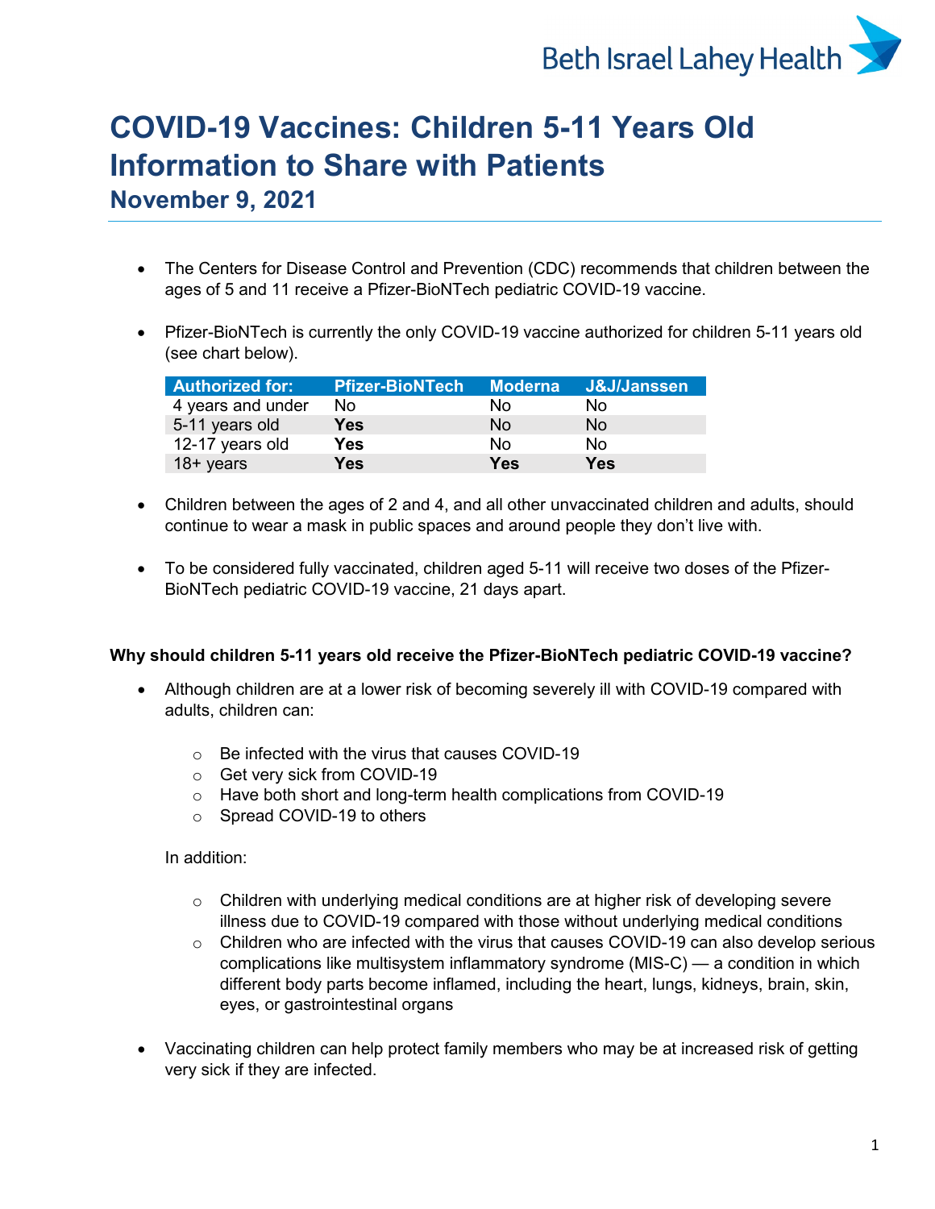# COVID-19 Vaccines: Children 5-11 Years Old Information to Share with Patients

## November 9, 2021

- The Centers for Disease Control and Prevention (CDC) recommends that children between the ages of 5 and 11 receive a Pfizer-BioNTech pediatric COVID-19 vaccine.

- Pfizer-BioNTech is currently the only COVID-19 vaccine authorized for children 5-11 years old (see chart below).

| Authorized for: | Pfizer-BioNTech | Moderna | J&J/Janssen |
|---|---|---|---|
| 4 years and under | No | No | No |
| 5-11 years old | **Yes** | No | No |
| 12-17 years old | **Yes** | No | No |
| 18+ years | **Yes** | **Yes** | **Yes** |

- Children between the ages of 2 and 4, and all other unvaccinated children and adults, should continue to wear a mask in public spaces and around people they don't live with.

- To be considered fully vaccinated, children aged 5-11 will receive two doses of the Pfizer-BioNTech pediatric COVID-19 vaccine, 21 days apart.

**Why should children 5-11 years old receive the Pfizer-BioNTech pediatric COVID-19 vaccine?**

- Although children are at a lower risk of becoming severely ill with COVID-19 compared with adults, children can:
  - Be infected with the virus that causes COVID-19
  - Get very sick from COVID-19
  - Have both short and long-term health complications from COVID-19
  - Spread COVID-19 to others

  In addition:

  - Children with underlying medical conditions are at higher risk of developing severe illness due to COVID-19 compared with those without underlying medical conditions
  - Children who are infected with the virus that causes COVID-19 can also develop serious complications like multisystem inflammatory syndrome (MIS-C) — a condition in which different body parts become inflamed, including the heart, lungs, kidneys, brain, skin, eyes, or gastrointestinal organs

- Vaccinating children can help protect family members who may be at increased risk of getting very sick if they are infected.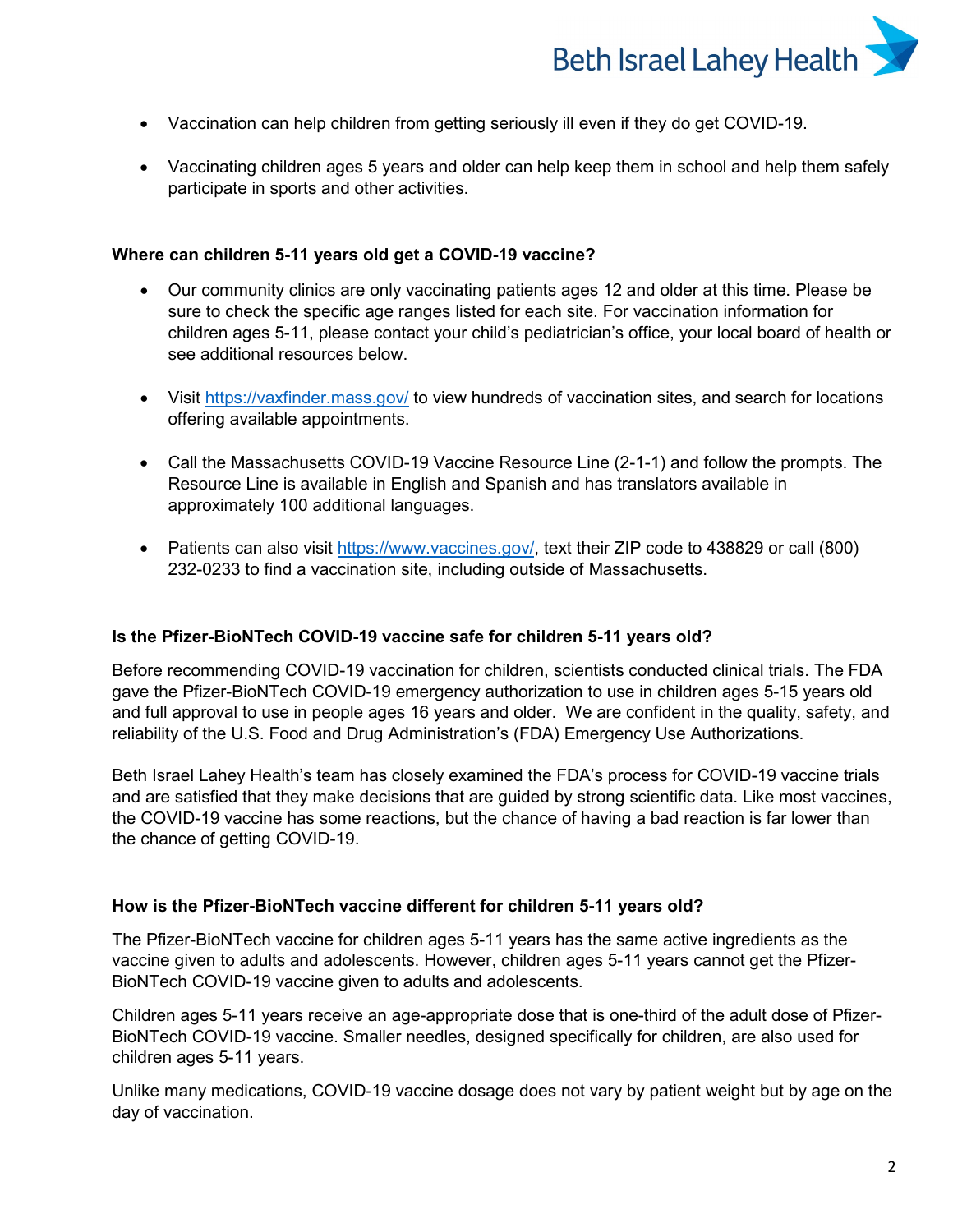- Vaccination can help children from getting seriously ill even if they do get COVID-19.
- Vaccinating children ages 5 years and older can help keep them in school and help them safely participate in sports and other activities.

**Where can children 5-11 years old get a COVID-19 vaccine?**

- Our community clinics are only vaccinating patients ages 12 and older at this time. Please be sure to check the specific age ranges listed for each site. For vaccination information for children ages 5-11, please contact your child's pediatrician's office, your local board of health or see additional resources below.
- Visit https://vaxfinder.mass.gov/ to view hundreds of vaccination sites, and search for locations offering available appointments.
- Call the Massachusetts COVID-19 Vaccine Resource Line (2-1-1) and follow the prompts. The Resource Line is available in English and Spanish and has translators available in approximately 100 additional languages.
- Patients can also visit https://www.vaccines.gov/, text their ZIP code to 438829 or call (800) 232-0233 to find a vaccination site, including outside of Massachusetts.

**Is the Pfizer-BioNTech COVID-19 vaccine safe for children 5-11 years old?**

Before recommending COVID-19 vaccination for children, scientists conducted clinical trials. The FDA gave the Pfizer-BioNTech COVID-19 emergency authorization to use in children ages 5-15 years old and full approval to use in people ages 16 years and older. We are confident in the quality, safety, and reliability of the U.S. Food and Drug Administration's (FDA) Emergency Use Authorizations.

Beth Israel Lahey Health's team has closely examined the FDA's process for COVID-19 vaccine trials and are satisfied that they make decisions that are guided by strong scientific data. Like most vaccines, the COVID-19 vaccine has some reactions, but the chance of having a bad reaction is far lower than the chance of getting COVID-19.

**How is the Pfizer-BioNTech vaccine different for children 5-11 years old?**

The Pfizer-BioNTech vaccine for children ages 5-11 years has the same active ingredients as the vaccine given to adults and adolescents. However, children ages 5-11 years cannot get the Pfizer-BioNTech COVID-19 vaccine given to adults and adolescents.

Children ages 5-11 years receive an age-appropriate dose that is one-third of the adult dose of Pfizer-BioNTech COVID-19 vaccine. Smaller needles, designed specifically for children, are also used for children ages 5-11 years.

Unlike many medications, COVID-19 vaccine dosage does not vary by patient weight but by age on the day of vaccination.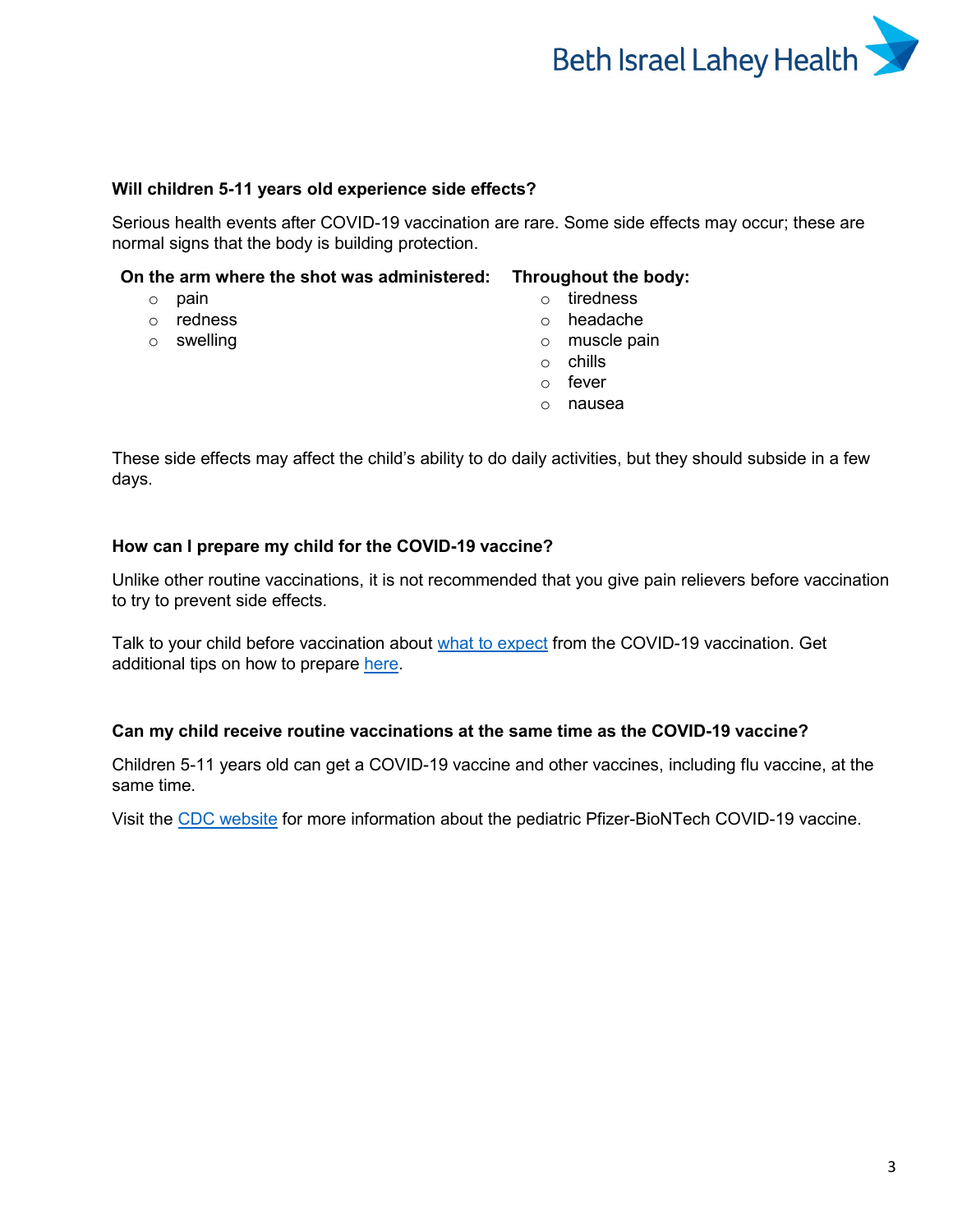**Will children 5-11 years old experience side effects?**

Serious health events after COVID-19 vaccination are rare. Some side effects may occur; these are normal signs that the body is building protection.

**On the arm where the shot was administered:**

- pain
- redness
- swelling

**Throughout the body:**

- tiredness
- headache
- muscle pain
- chills
- fever
- nausea

These side effects may affect the child's ability to do daily activities, but they should subside in a few days.

**How can I prepare my child for the COVID-19 vaccine?**

Unlike other routine vaccinations, it is not recommended that you give pain relievers before vaccination to try to prevent side effects.

Talk to your child before vaccination about what to expect from the COVID-19 vaccination. Get additional tips on how to prepare here.

**Can my child receive routine vaccinations at the same time as the COVID-19 vaccine?**

Children 5-11 years old can get a COVID-19 vaccine and other vaccines, including flu vaccine, at the same time.

Visit the CDC website for more information about the pediatric Pfizer-BioNTech COVID-19 vaccine.